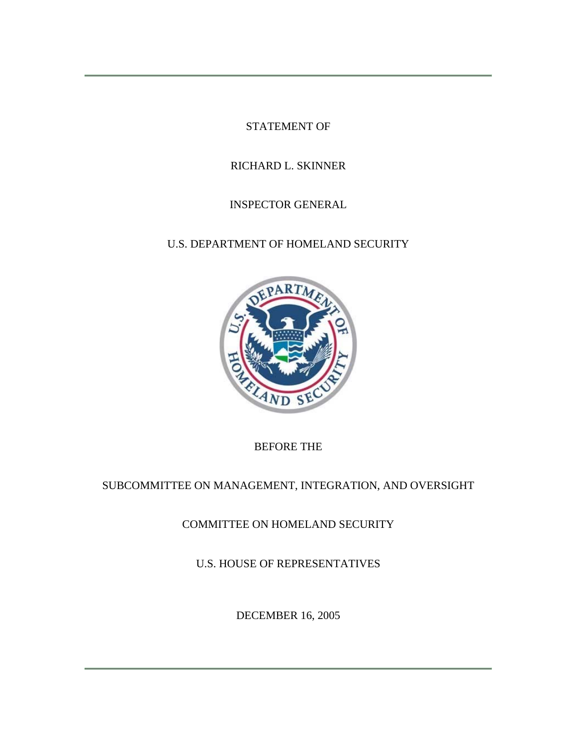STATEMENT OF

RICHARD L. SKINNER

INSPECTOR GENERAL

U.S. DEPARTMENT OF HOMELAND SECURITY

BEFORE THE

SUBCOMMITTEE ON MANAGEMENT, INTEGRATION, AND OVERSIGHT

COMMITTEE ON HOMELAND SECURITY

U.S. HOUSE OF REPRESENTATIVES

DECEMBER 16, 2005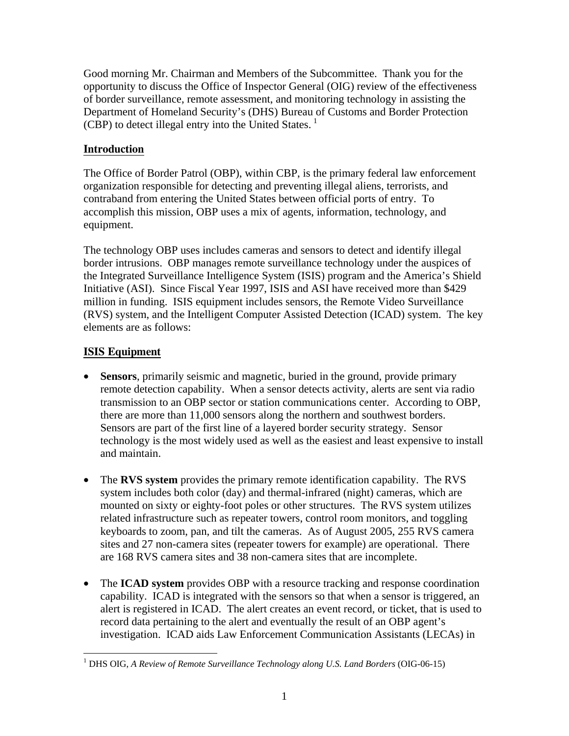Good morning Mr. Chairman and Members of the Subcommittee. Thank you for the opportunity to discuss the Office of Inspector General (OIG) review of the effectiveness of border surveillance, remote assessment, and monitoring technology in assisting the Department of Homeland Security's (DHS) Bureau of Customs and Border Protection (CBP) to detect illegal entry into the United States. [1]

## Introduction

The Office of Border Patrol (OBP), within CBP, is the primary federal law enforcement organization responsible for detecting and preventing illegal aliens, terrorists, and contraband from entering the United States between official ports of entry. To accomplish this mission, OBP uses a mix of agents, information, technology, and equipment.

The technology OBP uses includes cameras and sensors to detect and identify illegal border intrusions. OBP manages remote surveillance technology under the auspices of the Integrated Surveillance Intelligence System (ISIS) program and the America's Shield Initiative (ASI). Since Fiscal Year 1997, ISIS and ASI have received more than $429 million in funding. ISIS equipment includes sensors, the Remote Video Surveillance (RVS) system, and the Intelligent Computer Assisted Detection (ICAD) system. The key elements are as follows:

## ISIS Equipment

- **Sensors**, primarily seismic and magnetic, buried in the ground, provide primary remote detection capability. When a sensor detects activity, alerts are sent via radio transmission to an OBP sector or station communications center. According to OBP, there are more than 11,000 sensors along the northern and southwest borders. Sensors are part of the first line of a layered border security strategy. Sensor technology is the most widely used as well as the easiest and least expensive to install and maintain.

- The **RVS system** provides the primary remote identification capability. The RVS system includes both color (day) and thermal-infrared (night) cameras, which are mounted on sixty or eighty-foot poles or other structures. The RVS system utilizes related infrastructure such as repeater towers, control room monitors, and toggling keyboards to zoom, pan, and tilt the cameras. As of August 2005, 255 RVS camera sites and 27 non-camera sites (repeater towers for example) are operational. There are 168 RVS camera sites and 38 non-camera sites that are incomplete.

- The **ICAD system** provides OBP with a resource tracking and response coordination capability. ICAD is integrated with the sensors so that when a sensor is triggered, an alert is registered in ICAD. The alert creates an event record, or ticket, that is used to record data pertaining to the alert and eventually the result of an OBP agent's investigation. ICAD aids Law Enforcement Communication Assistants (LECAs) in

---

[1] DHS OIG, *A Review of Remote Surveillance Technology along U.S. Land Borders* (OIG-06-15)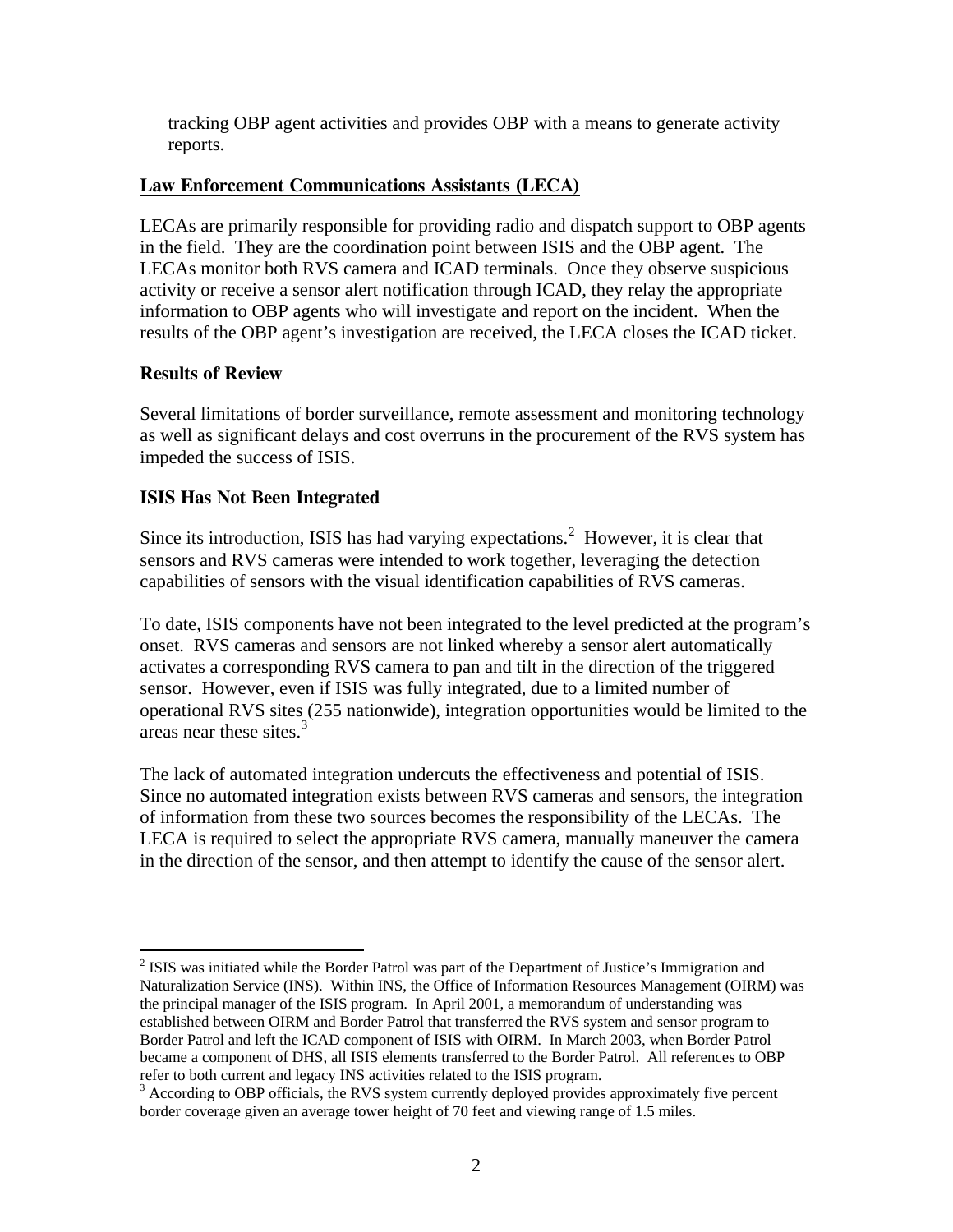tracking OBP agent activities and provides OBP with a means to generate activity reports.

## Law Enforcement Communications Assistants (LECA)

LECAs are primarily responsible for providing radio and dispatch support to OBP agents in the field. They are the coordination point between ISIS and the OBP agent. The LECAs monitor both RVS camera and ICAD terminals. Once they observe suspicious activity or receive a sensor alert notification through ICAD, they relay the appropriate information to OBP agents who will investigate and report on the incident. When the results of the OBP agent's investigation are received, the LECA closes the ICAD ticket.

## Results of Review

Several limitations of border surveillance, remote assessment and monitoring technology as well as significant delays and cost overruns in the procurement of the RVS system has impeded the success of ISIS.

## ISIS Has Not Been Integrated

Since its introduction, ISIS has had varying expectations.[2] However, it is clear that sensors and RVS cameras were intended to work together, leveraging the detection capabilities of sensors with the visual identification capabilities of RVS cameras.

To date, ISIS components have not been integrated to the level predicted at the program's onset. RVS cameras and sensors are not linked whereby a sensor alert automatically activates a corresponding RVS camera to pan and tilt in the direction of the triggered sensor. However, even if ISIS was fully integrated, due to a limited number of operational RVS sites (255 nationwide), integration opportunities would be limited to the areas near these sites.[3]

The lack of automated integration undercuts the effectiveness and potential of ISIS. Since no automated integration exists between RVS cameras and sensors, the integration of information from these two sources becomes the responsibility of the LECAs. The LECA is required to select the appropriate RVS camera, manually maneuver the camera in the direction of the sensor, and then attempt to identify the cause of the sensor alert.

---

[2] ISIS was initiated while the Border Patrol was part of the Department of Justice's Immigration and Naturalization Service (INS). Within INS, the Office of Information Resources Management (OIRM) was the principal manager of the ISIS program. In April 2001, a memorandum of understanding was established between OIRM and Border Patrol that transferred the RVS system and sensor program to Border Patrol and left the ICAD component of ISIS with OIRM. In March 2003, when Border Patrol became a component of DHS, all ISIS elements transferred to the Border Patrol. All references to OBP refer to both current and legacy INS activities related to the ISIS program.

[3] According to OBP officials, the RVS system currently deployed provides approximately five percent border coverage given an average tower height of 70 feet and viewing range of 1.5 miles.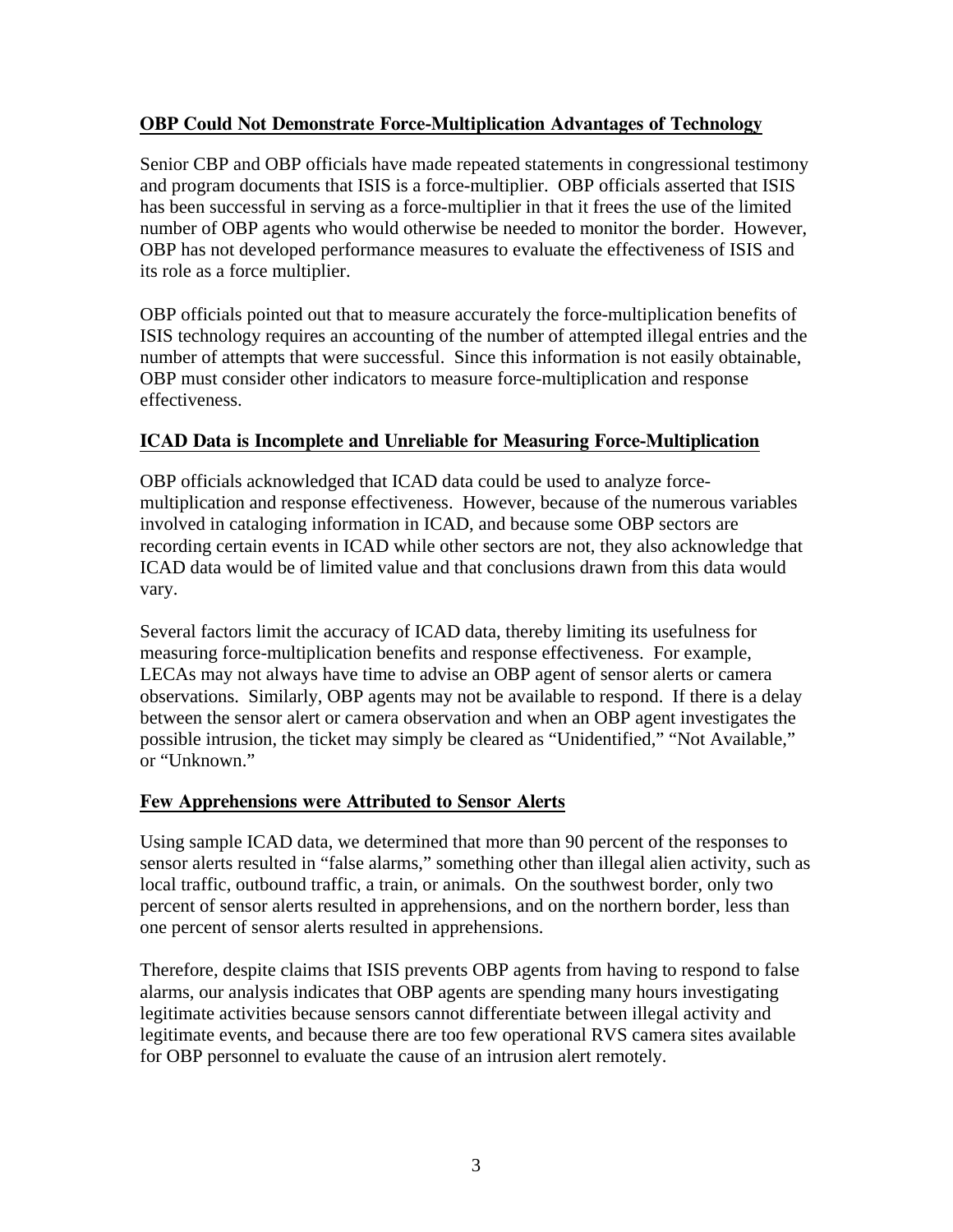**OBP Could Not Demonstrate Force-Multiplication Advantages of Technology**

Senior CBP and OBP officials have made repeated statements in congressional testimony and program documents that ISIS is a force-multiplier. OBP officials asserted that ISIS has been successful in serving as a force-multiplier in that it frees the use of the limited number of OBP agents who would otherwise be needed to monitor the border. However, OBP has not developed performance measures to evaluate the effectiveness of ISIS and its role as a force multiplier.

OBP officials pointed out that to measure accurately the force-multiplication benefits of ISIS technology requires an accounting of the number of attempted illegal entries and the number of attempts that were successful. Since this information is not easily obtainable, OBP must consider other indicators to measure force-multiplication and response effectiveness.

**ICAD Data is Incomplete and Unreliable for Measuring Force-Multiplication**

OBP officials acknowledged that ICAD data could be used to analyze force-multiplication and response effectiveness. However, because of the numerous variables involved in cataloging information in ICAD, and because some OBP sectors are recording certain events in ICAD while other sectors are not, they also acknowledge that ICAD data would be of limited value and that conclusions drawn from this data would vary.

Several factors limit the accuracy of ICAD data, thereby limiting its usefulness for measuring force-multiplication benefits and response effectiveness. For example, LECAs may not always have time to advise an OBP agent of sensor alerts or camera observations. Similarly, OBP agents may not be available to respond. If there is a delay between the sensor alert or camera observation and when an OBP agent investigates the possible intrusion, the ticket may simply be cleared as "Unidentified," "Not Available," or "Unknown."

**Few Apprehensions were Attributed to Sensor Alerts**

Using sample ICAD data, we determined that more than 90 percent of the responses to sensor alerts resulted in "false alarms," something other than illegal alien activity, such as local traffic, outbound traffic, a train, or animals. On the southwest border, only two percent of sensor alerts resulted in apprehensions, and on the northern border, less than one percent of sensor alerts resulted in apprehensions.

Therefore, despite claims that ISIS prevents OBP agents from having to respond to false alarms, our analysis indicates that OBP agents are spending many hours investigating legitimate activities because sensors cannot differentiate between illegal activity and legitimate events, and because there are too few operational RVS camera sites available for OBP personnel to evaluate the cause of an intrusion alert remotely.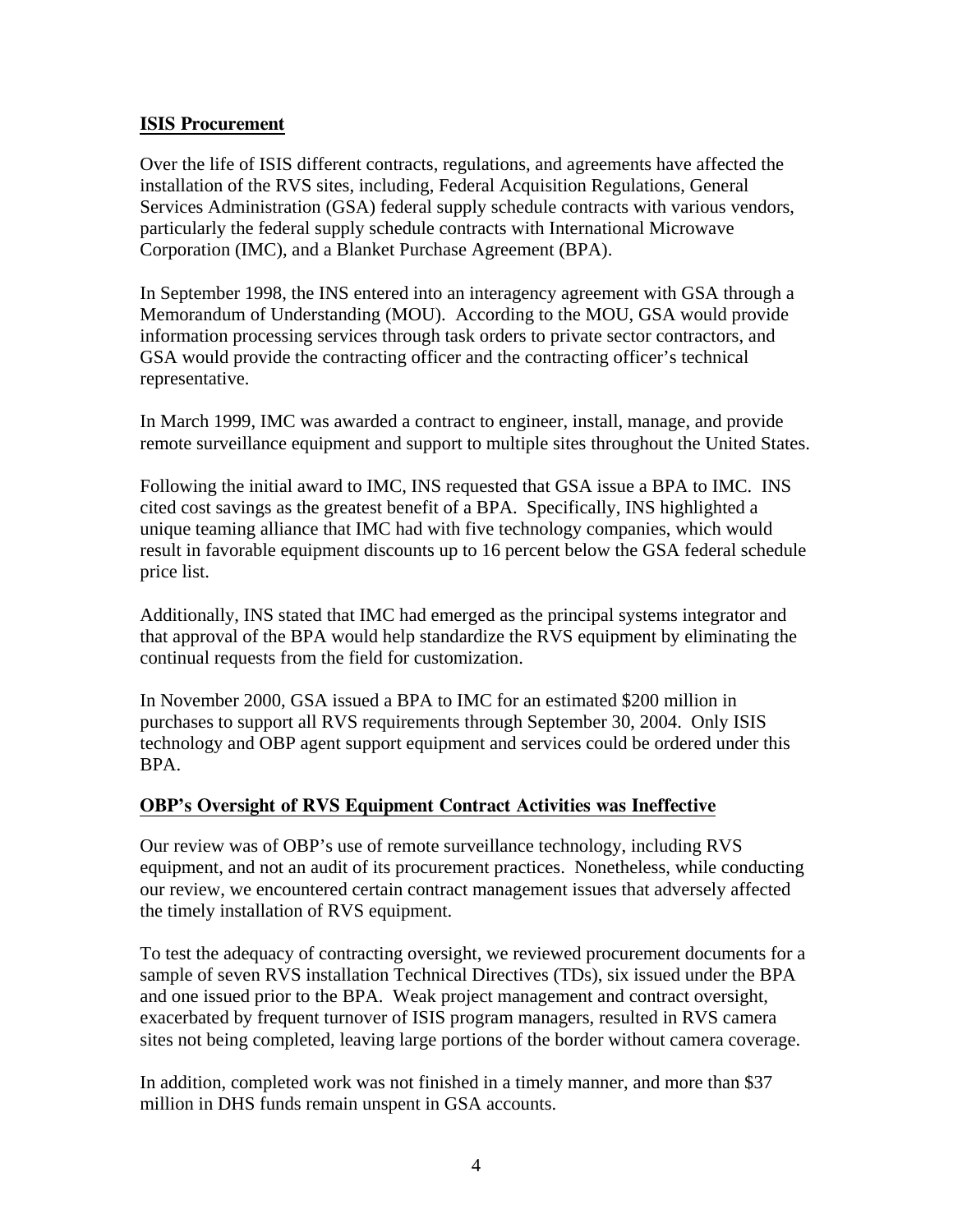## **ISIS Procurement**

Over the life of ISIS different contracts, regulations, and agreements have affected the installation of the RVS sites, including, Federal Acquisition Regulations, General Services Administration (GSA) federal supply schedule contracts with various vendors, particularly the federal supply schedule contracts with International Microwave Corporation (IMC), and a Blanket Purchase Agreement (BPA).

In September 1998, the INS entered into an interagency agreement with GSA through a Memorandum of Understanding (MOU). According to the MOU, GSA would provide information processing services through task orders to private sector contractors, and GSA would provide the contracting officer and the contracting officer's technical representative.

In March 1999, IMC was awarded a contract to engineer, install, manage, and provide remote surveillance equipment and support to multiple sites throughout the United States.

Following the initial award to IMC, INS requested that GSA issue a BPA to IMC. INS cited cost savings as the greatest benefit of a BPA. Specifically, INS highlighted a unique teaming alliance that IMC had with five technology companies, which would result in favorable equipment discounts up to 16 percent below the GSA federal schedule price list.

Additionally, INS stated that IMC had emerged as the principal systems integrator and that approval of the BPA would help standardize the RVS equipment by eliminating the continual requests from the field for customization.

In November 2000, GSA issued a BPA to IMC for an estimated $200 million in purchases to support all RVS requirements through September 30, 2004. Only ISIS technology and OBP agent support equipment and services could be ordered under this BPA.

## **OBP's Oversight of RVS Equipment Contract Activities was Ineffective**

Our review was of OBP's use of remote surveillance technology, including RVS equipment, and not an audit of its procurement practices. Nonetheless, while conducting our review, we encountered certain contract management issues that adversely affected the timely installation of RVS equipment.

To test the adequacy of contracting oversight, we reviewed procurement documents for a sample of seven RVS installation Technical Directives (TDs), six issued under the BPA and one issued prior to the BPA. Weak project management and contract oversight, exacerbated by frequent turnover of ISIS program managers, resulted in RVS camera sites not being completed, leaving large portions of the border without camera coverage.

In addition, completed work was not finished in a timely manner, and more than $37 million in DHS funds remain unspent in GSA accounts.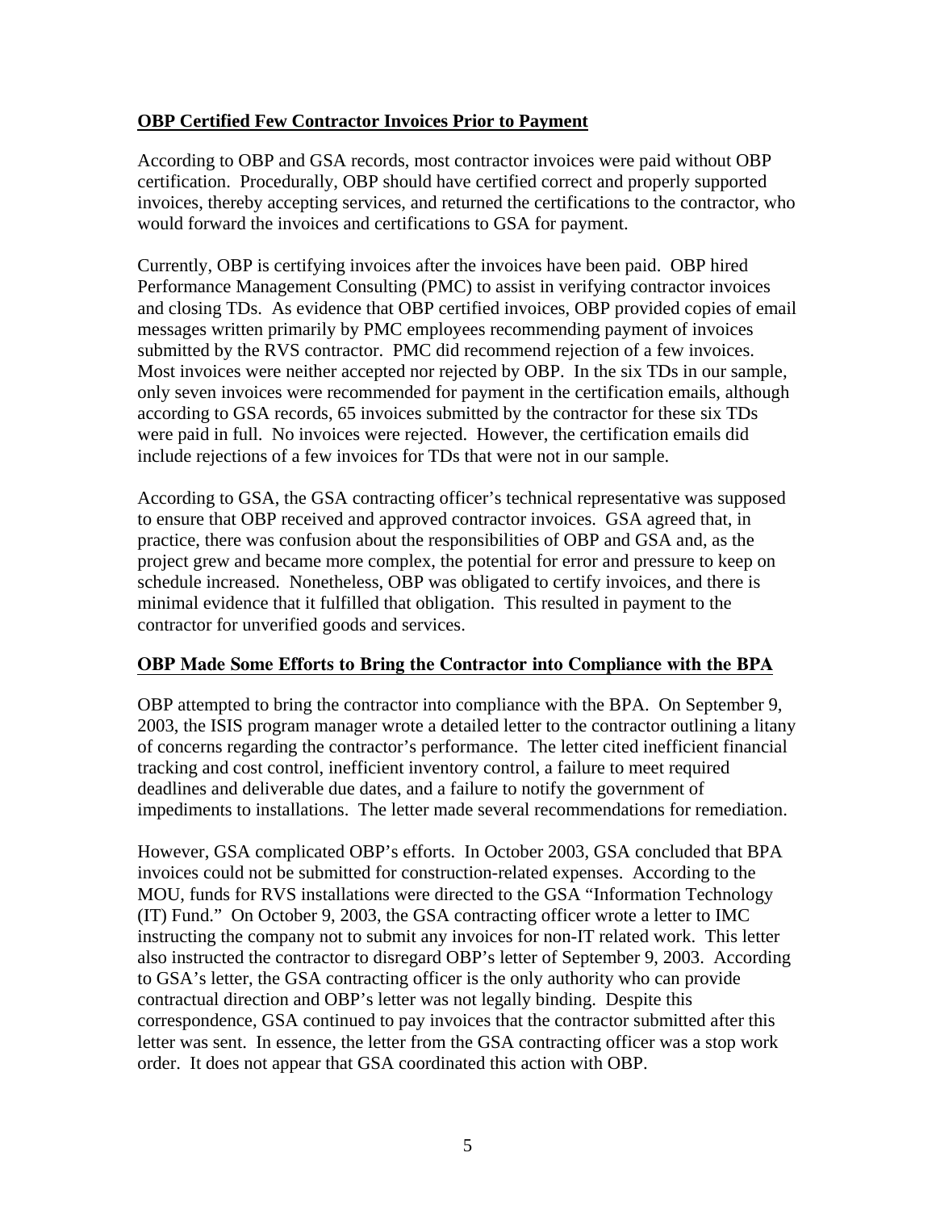**OBP Certified Few Contractor Invoices Prior to Payment**

According to OBP and GSA records, most contractor invoices were paid without OBP certification. Procedurally, OBP should have certified correct and properly supported invoices, thereby accepting services, and returned the certifications to the contractor, who would forward the invoices and certifications to GSA for payment.

Currently, OBP is certifying invoices after the invoices have been paid. OBP hired Performance Management Consulting (PMC) to assist in verifying contractor invoices and closing TDs. As evidence that OBP certified invoices, OBP provided copies of email messages written primarily by PMC employees recommending payment of invoices submitted by the RVS contractor. PMC did recommend rejection of a few invoices. Most invoices were neither accepted nor rejected by OBP. In the six TDs in our sample, only seven invoices were recommended for payment in the certification emails, although according to GSA records, 65 invoices submitted by the contractor for these six TDs were paid in full. No invoices were rejected. However, the certification emails did include rejections of a few invoices for TDs that were not in our sample.

According to GSA, the GSA contracting officer's technical representative was supposed to ensure that OBP received and approved contractor invoices. GSA agreed that, in practice, there was confusion about the responsibilities of OBP and GSA and, as the project grew and became more complex, the potential for error and pressure to keep on schedule increased. Nonetheless, OBP was obligated to certify invoices, and there is minimal evidence that it fulfilled that obligation. This resulted in payment to the contractor for unverified goods and services.

**OBP Made Some Efforts to Bring the Contractor into Compliance with the BPA**

OBP attempted to bring the contractor into compliance with the BPA. On September 9, 2003, the ISIS program manager wrote a detailed letter to the contractor outlining a litany of concerns regarding the contractor's performance. The letter cited inefficient financial tracking and cost control, inefficient inventory control, a failure to meet required deadlines and deliverable due dates, and a failure to notify the government of impediments to installations. The letter made several recommendations for remediation.

However, GSA complicated OBP's efforts. In October 2003, GSA concluded that BPA invoices could not be submitted for construction-related expenses. According to the MOU, funds for RVS installations were directed to the GSA "Information Technology (IT) Fund." On October 9, 2003, the GSA contracting officer wrote a letter to IMC instructing the company not to submit any invoices for non-IT related work. This letter also instructed the contractor to disregard OBP's letter of September 9, 2003. According to GSA's letter, the GSA contracting officer is the only authority who can provide contractual direction and OBP's letter was not legally binding. Despite this correspondence, GSA continued to pay invoices that the contractor submitted after this letter was sent. In essence, the letter from the GSA contracting officer was a stop work order. It does not appear that GSA coordinated this action with OBP.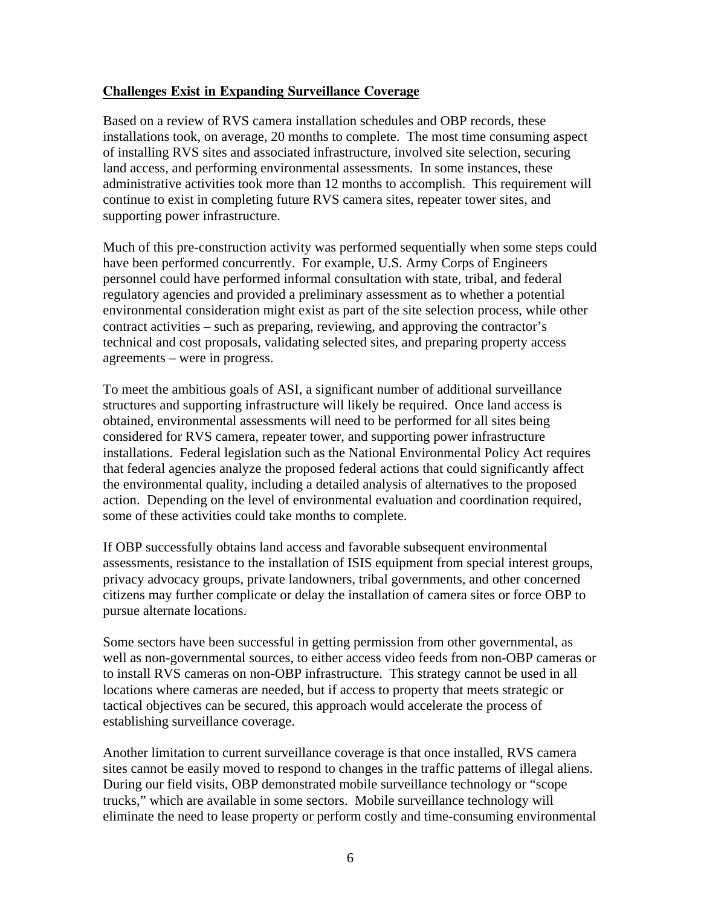## Challenges Exist in Expanding Surveillance Coverage

Based on a review of RVS camera installation schedules and OBP records, these installations took, on average, 20 months to complete. The most time consuming aspect of installing RVS sites and associated infrastructure, involved site selection, securing land access, and performing environmental assessments. In some instances, these administrative activities took more than 12 months to accomplish. This requirement will continue to exist in completing future RVS camera sites, repeater tower sites, and supporting power infrastructure.

Much of this pre-construction activity was performed sequentially when some steps could have been performed concurrently. For example, U.S. Army Corps of Engineers personnel could have performed informal consultation with state, tribal, and federal regulatory agencies and provided a preliminary assessment as to whether a potential environmental consideration might exist as part of the site selection process, while other contract activities – such as preparing, reviewing, and approving the contractor's technical and cost proposals, validating selected sites, and preparing property access agreements – were in progress.

To meet the ambitious goals of ASI, a significant number of additional surveillance structures and supporting infrastructure will likely be required. Once land access is obtained, environmental assessments will need to be performed for all sites being considered for RVS camera, repeater tower, and supporting power infrastructure installations. Federal legislation such as the National Environmental Policy Act requires that federal agencies analyze the proposed federal actions that could significantly affect the environmental quality, including a detailed analysis of alternatives to the proposed action. Depending on the level of environmental evaluation and coordination required, some of these activities could take months to complete.

If OBP successfully obtains land access and favorable subsequent environmental assessments, resistance to the installation of ISIS equipment from special interest groups, privacy advocacy groups, private landowners, tribal governments, and other concerned citizens may further complicate or delay the installation of camera sites or force OBP to pursue alternate locations.

Some sectors have been successful in getting permission from other governmental, as well as non-governmental sources, to either access video feeds from non-OBP cameras or to install RVS cameras on non-OBP infrastructure. This strategy cannot be used in all locations where cameras are needed, but if access to property that meets strategic or tactical objectives can be secured, this approach would accelerate the process of establishing surveillance coverage.

Another limitation to current surveillance coverage is that once installed, RVS camera sites cannot be easily moved to respond to changes in the traffic patterns of illegal aliens. During our field visits, OBP demonstrated mobile surveillance technology or "scope trucks," which are available in some sectors. Mobile surveillance technology will eliminate the need to lease property or perform costly and time-consuming environmental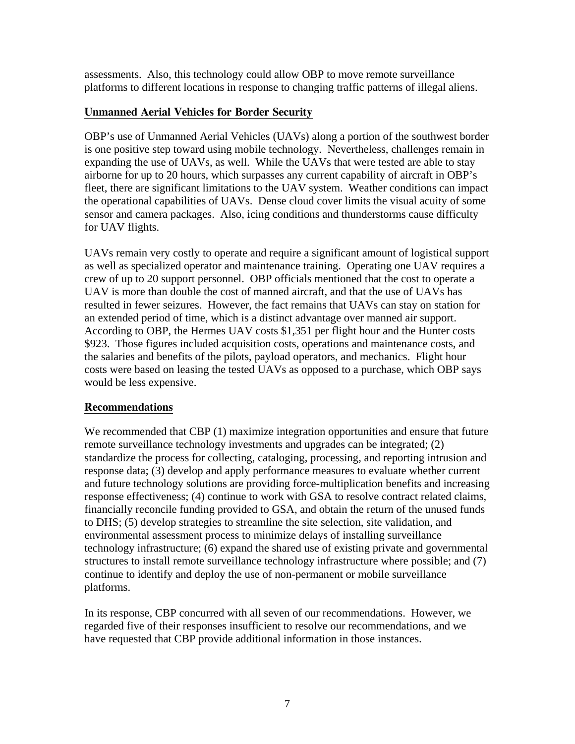assessments. Also, this technology could allow OBP to move remote surveillance platforms to different locations in response to changing traffic patterns of illegal aliens.

## Unmanned Aerial Vehicles for Border Security

OBP's use of Unmanned Aerial Vehicles (UAVs) along a portion of the southwest border is one positive step toward using mobile technology. Nevertheless, challenges remain in expanding the use of UAVs, as well. While the UAVs that were tested are able to stay airborne for up to 20 hours, which surpasses any current capability of aircraft in OBP's fleet, there are significant limitations to the UAV system. Weather conditions can impact the operational capabilities of UAVs. Dense cloud cover limits the visual acuity of some sensor and camera packages. Also, icing conditions and thunderstorms cause difficulty for UAV flights.

UAVs remain very costly to operate and require a significant amount of logistical support as well as specialized operator and maintenance training. Operating one UAV requires a crew of up to 20 support personnel. OBP officials mentioned that the cost to operate a UAV is more than double the cost of manned aircraft, and that the use of UAVs has resulted in fewer seizures. However, the fact remains that UAVs can stay on station for an extended period of time, which is a distinct advantage over manned air support. According to OBP, the Hermes UAV costs $1,351 per flight hour and the Hunter costs $923. Those figures included acquisition costs, operations and maintenance costs, and the salaries and benefits of the pilots, payload operators, and mechanics. Flight hour costs were based on leasing the tested UAVs as opposed to a purchase, which OBP says would be less expensive.

## Recommendations

We recommended that CBP (1) maximize integration opportunities and ensure that future remote surveillance technology investments and upgrades can be integrated; (2) standardize the process for collecting, cataloging, processing, and reporting intrusion and response data; (3) develop and apply performance measures to evaluate whether current and future technology solutions are providing force-multiplication benefits and increasing response effectiveness; (4) continue to work with GSA to resolve contract related claims, financially reconcile funding provided to GSA, and obtain the return of the unused funds to DHS; (5) develop strategies to streamline the site selection, site validation, and environmental assessment process to minimize delays of installing surveillance technology infrastructure; (6) expand the shared use of existing private and governmental structures to install remote surveillance technology infrastructure where possible; and (7) continue to identify and deploy the use of non-permanent or mobile surveillance platforms.

In its response, CBP concurred with all seven of our recommendations. However, we regarded five of their responses insufficient to resolve our recommendations, and we have requested that CBP provide additional information in those instances.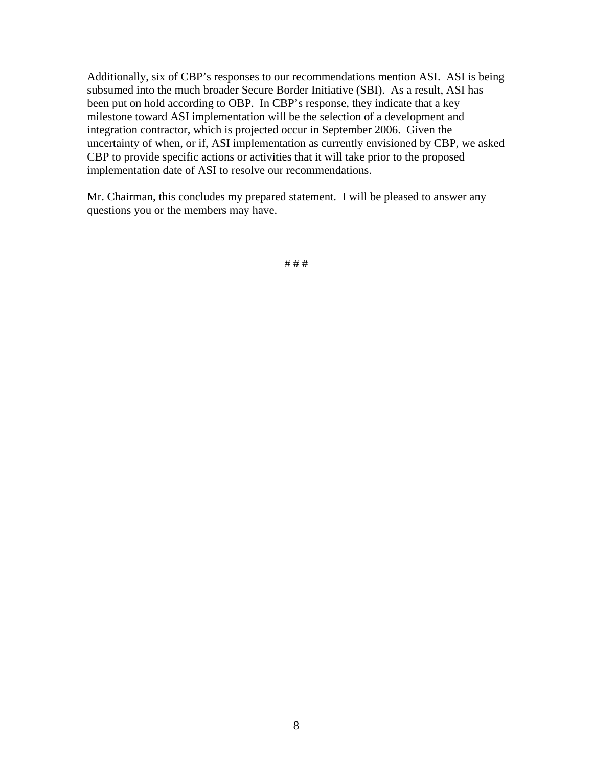Additionally, six of CBP's responses to our recommendations mention ASI. ASI is being subsumed into the much broader Secure Border Initiative (SBI). As a result, ASI has been put on hold according to OBP. In CBP's response, they indicate that a key milestone toward ASI implementation will be the selection of a development and integration contractor, which is projected occur in September 2006. Given the uncertainty of when, or if, ASI implementation as currently envisioned by CBP, we asked CBP to provide specific actions or activities that it will take prior to the proposed implementation date of ASI to resolve our recommendations.

Mr. Chairman, this concludes my prepared statement. I will be pleased to answer any questions you or the members may have.

# # #